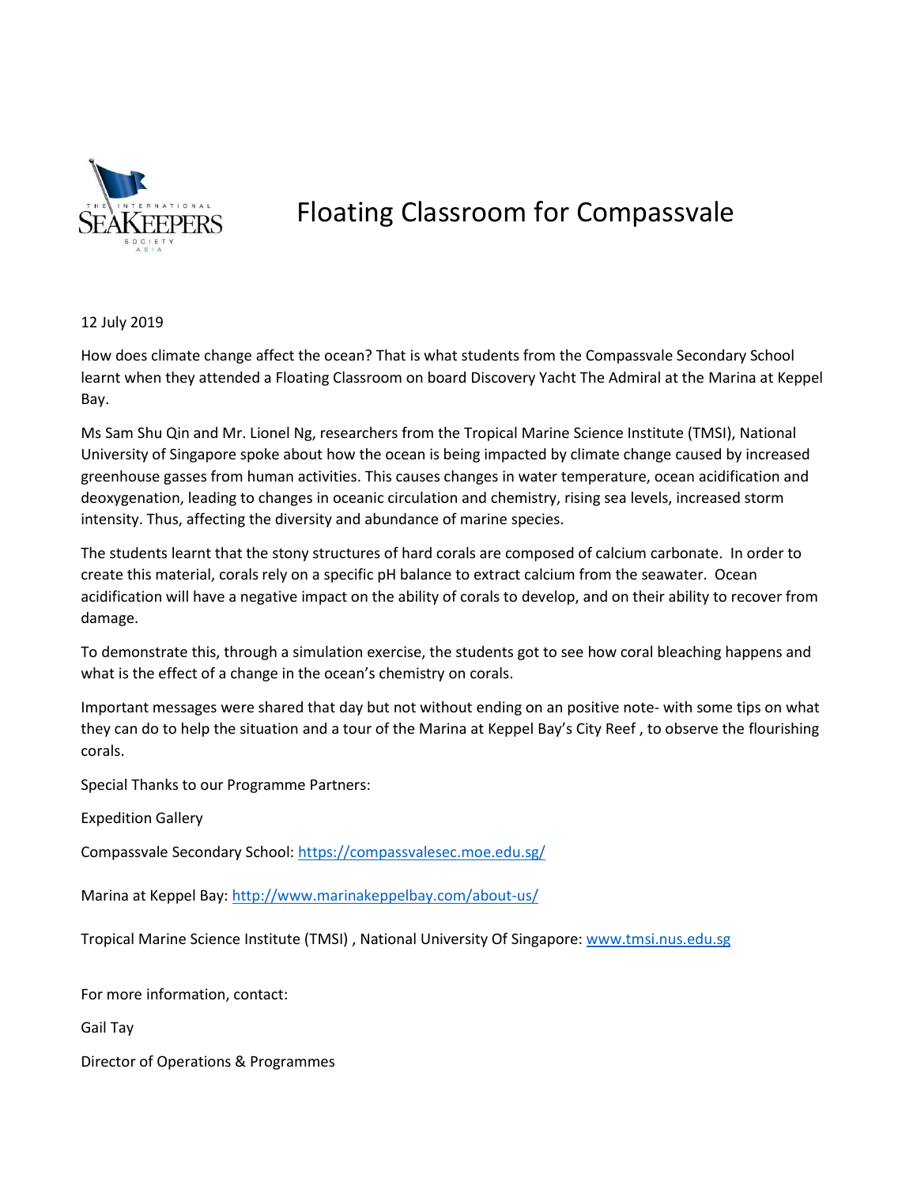# Floating Classroom for Compassvale

12 July 2019

How does climate change affect the ocean? That is what students from the Compassvale Secondary School learnt when they attended a Floating Classroom on board Discovery Yacht The Admiral at the Marina at Keppel Bay.

Ms Sam Shu Qin and Mr. Lionel Ng, researchers from the Tropical Marine Science Institute (TMSI), National University of Singapore spoke about how the ocean is being impacted by climate change caused by increased greenhouse gasses from human activities. This causes changes in water temperature, ocean acidification and deoxygenation, leading to changes in oceanic circulation and chemistry, rising sea levels, increased storm intensity. Thus, affecting the diversity and abundance of marine species.

The students learnt that the stony structures of hard corals are composed of calcium carbonate. In order to create this material, corals rely on a specific pH balance to extract calcium from the seawater. Ocean acidification will have a negative impact on the ability of corals to develop, and on their ability to recover from damage.

To demonstrate this, through a simulation exercise, the students got to see how coral bleaching happens and what is the effect of a change in the ocean's chemistry on corals.

Important messages were shared that day but not without ending on an positive note- with some tips on what they can do to help the situation and a tour of the Marina at Keppel Bay's City Reef , to observe the flourishing corals.

Special Thanks to our Programme Partners:

Expedition Gallery

Compassvale Secondary School: https://compassvalesec.moe.edu.sg/

Marina at Keppel Bay: http://www.marinakeppelbay.com/about-us/

Tropical Marine Science Institute (TMSI) , National University Of Singapore: www.tmsi.nus.edu.sg

For more information, contact:

Gail Tay

Director of Operations & Programmes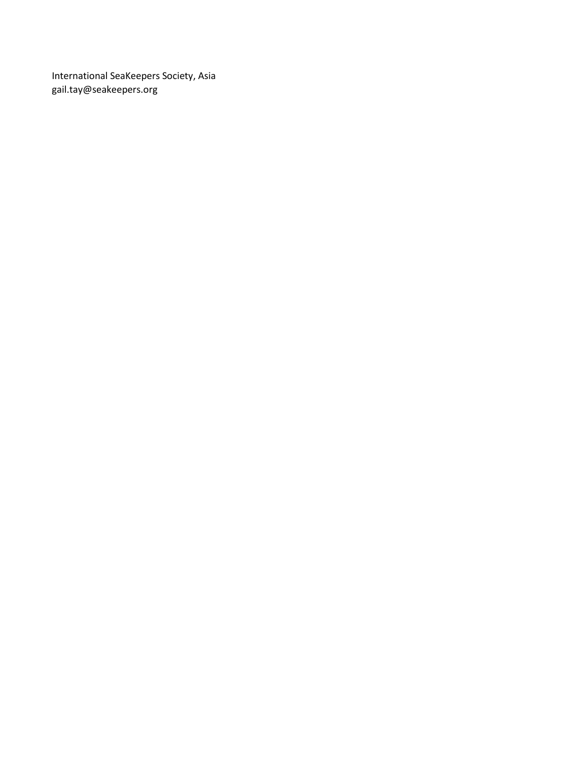International SeaKeepers Society, Asia
gail.tay@seakeepers.org